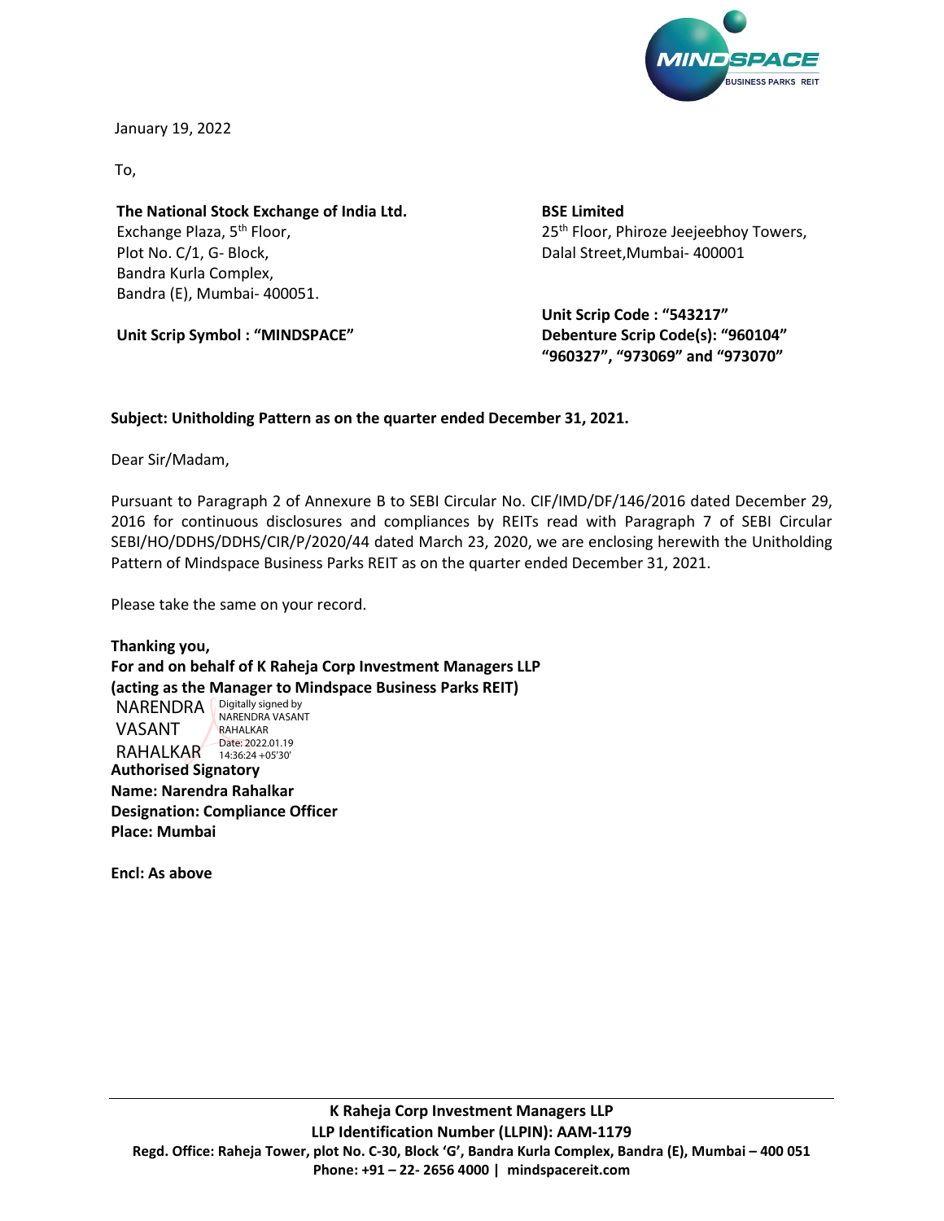January 19, 2022

To,

**The National Stock Exchange of India Ltd.**
Exchange Plaza, 5th Floor,
Plot No. C/1, G- Block,
Bandra Kurla Complex,
Bandra (E), Mumbai- 400051.

**Unit Scrip Symbol : "MINDSPACE"**

**BSE Limited**
25th Floor, Phiroze Jeejeebhoy Towers,
Dalal Street,Mumbai- 400001

**Unit Scrip Code : "543217"**
**Debenture Scrip Code(s): "960104" "960327", "973069" and "973070"**

**Subject: Unitholding Pattern as on the quarter ended December 31, 2021.**

Dear Sir/Madam,

Pursuant to Paragraph 2 of Annexure B to SEBI Circular No. CIF/IMD/DF/146/2016 dated December 29, 2016 for continuous disclosures and compliances by REITs read with Paragraph 7 of SEBI Circular SEBI/HO/DDHS/DDHS/CIR/P/2020/44 dated March 23, 2020, we are enclosing herewith the Unitholding Pattern of Mindspace Business Parks REIT as on the quarter ended December 31, 2021.

Please take the same on your record.

**Thanking you,**
**For and on behalf of K Raheja Corp Investment Managers LLP**
**(acting as the Manager to Mindspace Business Parks REIT)**

NARENDRA VASANT RAHALKAR
Digitally signed by NARENDRA VASANT RAHALKAR
Date: 2022.01.19 14:36:24 +05'30'

**Authorised Signatory**
**Name: Narendra Rahalkar**
**Designation: Compliance Officer**
**Place: Mumbai**

**Encl: As above**

**K Raheja Corp Investment Managers LLP**
**LLP Identification Number (LLPIN): AAM-1179**
**Regd. Office: Raheja Tower, plot No. C-30, Block 'G', Bandra Kurla Complex, Bandra (E), Mumbai – 400 051**
**Phone: +91 – 22- 2656 4000 | mindspacereit.com**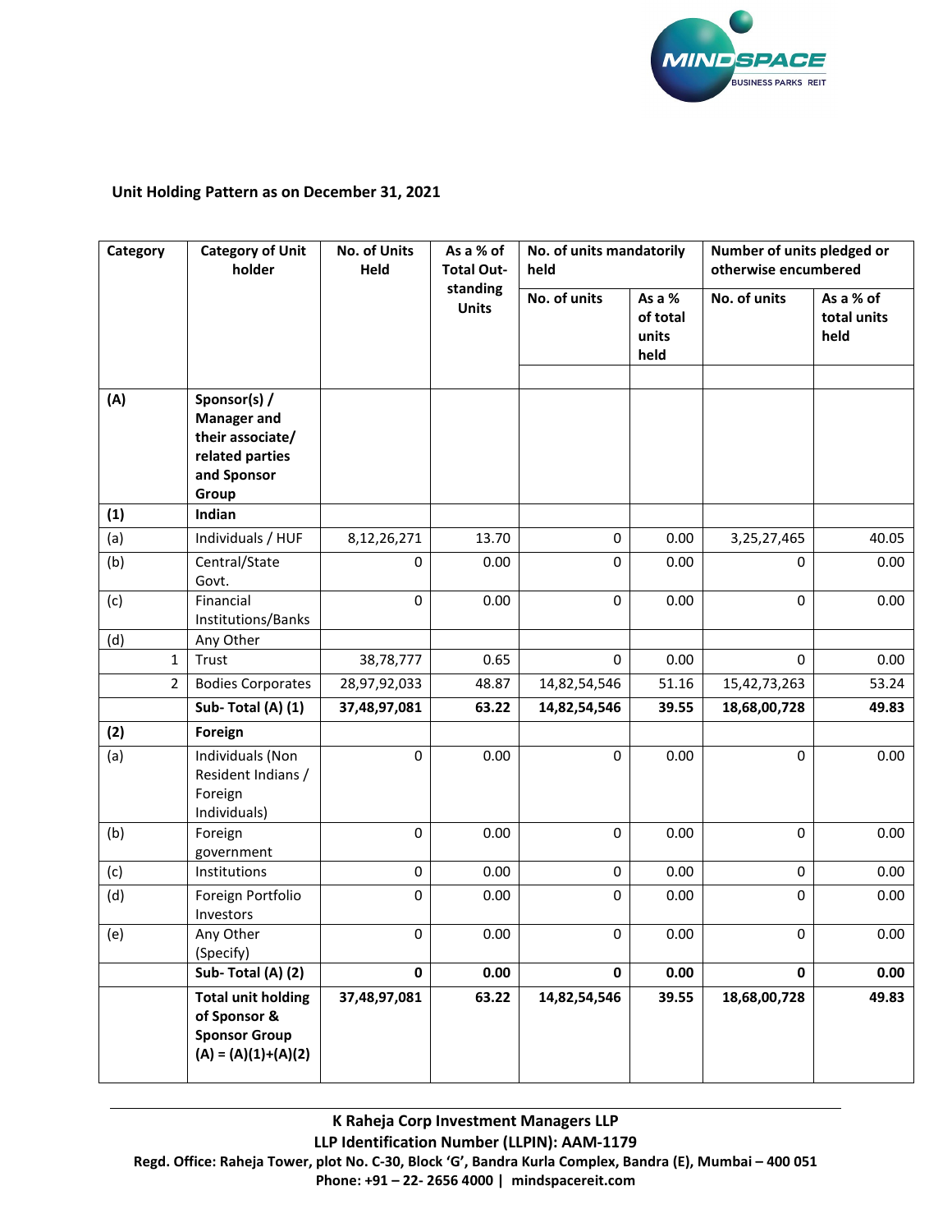**Unit Holding Pattern as on December 31, 2021**

| Category | Category of Unit holder | No. of Units Held | As a % of Total Out-standing Units | No. of units mandatorily held | | Number of units pledged or otherwise encumbered | |
|---|---|---|---|---|---|---|---|
| | | | | No. of units | As a % of total units held | No. of units | As a % of total units held |
| **(A)** | **Sponsor(s) / Manager and their associate/ related parties and Sponsor Group** | | | | | | |
| **(1)** | **Indian** | | | | | | |
| (a) | Individuals / HUF | 8,12,26,271 | 13.70 | 0 | 0.00 | 3,25,27,465 | 40.05 |
| (b) | Central/State Govt. | 0 | 0.00 | 0 | 0.00 | 0 | 0.00 |
| (c) | Financial Institutions/Banks | 0 | 0.00 | 0 | 0.00 | 0 | 0.00 |
| (d) | Any Other | | | | | | |
| 1 | Trust | 38,78,777 | 0.65 | 0 | 0.00 | 0 | 0.00 |
| 2 | Bodies Corporates | 28,97,92,033 | 48.87 | 14,82,54,546 | 51.16 | 15,42,73,263 | 53.24 |
| | **Sub- Total (A) (1)** | **37,48,97,081** | **63.22** | **14,82,54,546** | **39.55** | **18,68,00,728** | **49.83** |
| **(2)** | **Foreign** | | | | | | |
| (a) | Individuals (Non Resident Indians / Foreign Individuals) | 0 | 0.00 | 0 | 0.00 | 0 | 0.00 |
| (b) | Foreign government | 0 | 0.00 | 0 | 0.00 | 0 | 0.00 |
| (c) | Institutions | 0 | 0.00 | 0 | 0.00 | 0 | 0.00 |
| (d) | Foreign Portfolio Investors | 0 | 0.00 | 0 | 0.00 | 0 | 0.00 |
| (e) | Any Other (Specify) | 0 | 0.00 | 0 | 0.00 | 0 | 0.00 |
| | **Sub- Total (A) (2)** | **0** | **0.00** | **0** | **0.00** | **0** | **0.00** |
| | **Total unit holding of Sponsor & Sponsor Group (A) = (A)(1)+(A)(2)** | **37,48,97,081** | **63.22** | **14,82,54,546** | **39.55** | **18,68,00,728** | **49.83** |

**K Raheja Corp Investment Managers LLP**
**LLP Identification Number (LLPIN): AAM-1179**
**Regd. Office: Raheja Tower, plot No. C-30, Block 'G', Bandra Kurla Complex, Bandra (E), Mumbai – 400 051**
**Phone: +91 – 22- 2656 4000 | mindspacereit.com**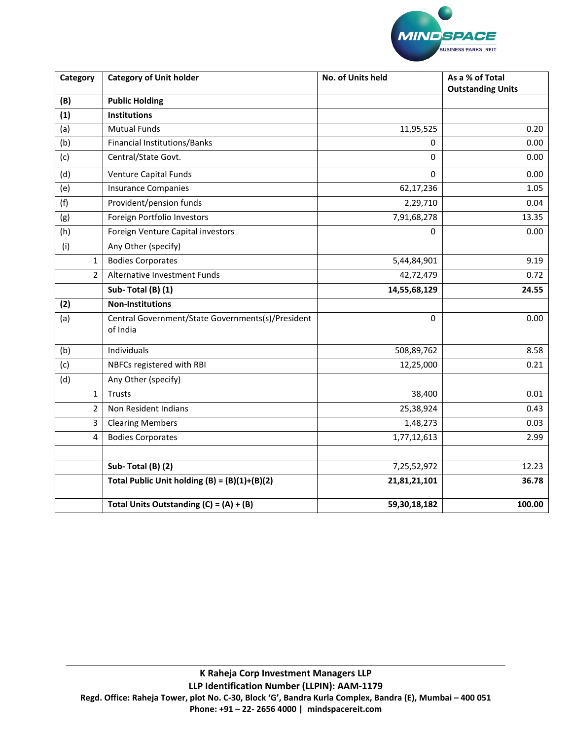| Category | Category of Unit holder | No. of Units held | As a % of Total Outstanding Units |
|---|---|---|---|
| **(B)** | **Public Holding** | | |
| **(1)** | **Institutions** | | |
| (a) | Mutual Funds | 11,95,525 | 0.20 |
| (b) | Financial Institutions/Banks | 0 | 0.00 |
| (c) | Central/State Govt. | 0 | 0.00 |
| (d) | Venture Capital Funds | 0 | 0.00 |
| (e) | Insurance Companies | 62,17,236 | 1.05 |
| (f) | Provident/pension funds | 2,29,710 | 0.04 |
| (g) | Foreign Portfolio Investors | 7,91,68,278 | 13.35 |
| (h) | Foreign Venture Capital investors | 0 | 0.00 |
| (i) | Any Other (specify) | | |
| 1 | Bodies Corporates | 5,44,84,901 | 9.19 |
| 2 | Alternative Investment Funds | 42,72,479 | 0.72 |
| | **Sub- Total (B) (1)** | **14,55,68,129** | **24.55** |
| **(2)** | **Non-Institutions** | | |
| (a) | Central Government/State Governments(s)/President of India | 0 | 0.00 |
| (b) | Individuals | 508,89,762 | 8.58 |
| (c) | NBFCs registered with RBI | 12,25,000 | 0.21 |
| (d) | Any Other (specify) | | |
| 1 | Trusts | 38,400 | 0.01 |
| 2 | Non Resident Indians | 25,38,924 | 0.43 |
| 3 | Clearing Members | 1,48,273 | 0.03 |
| 4 | Bodies Corporates | 1,77,12,613 | 2.99 |
| | | | |
| | **Sub- Total (B) (2)** | 7,25,52,972 | 12.23 |
| | **Total Public Unit holding (B) = (B)(1)+(B)(2)** | **21,81,21,101** | **36.78** |
| | **Total Units Outstanding (C) = (A) + (B)** | **59,30,18,182** | **100.00** |

**K Raheja Corp Investment Managers LLP**
**LLP Identification Number (LLPIN): AAM-1179**
**Regd. Office: Raheja Tower, plot No. C-30, Block 'G', Bandra Kurla Complex, Bandra (E), Mumbai – 400 051**
**Phone: +91 – 22- 2656 4000 | mindspacereit.com**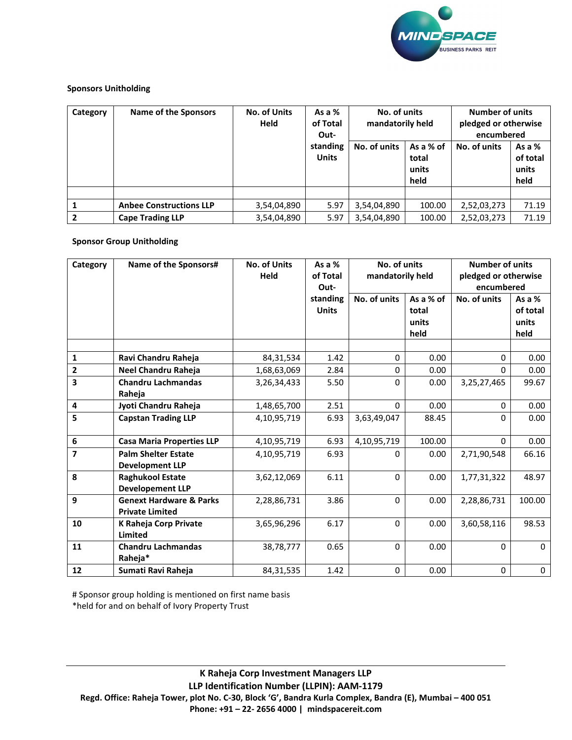**Sponsors Unitholding**

| Category | Name of the Sponsors | No. of Units Held | As a % of Total Out-standing Units | No. of units mandatorily held | | Number of units pledged or otherwise encumbered | |
|---|---|---|---|---|---|---|---|
| | | | | No. of units | As a % of total units held | No. of units | As a % of total units held |
| | | | | | | | |
| 1 | Anbee Constructions LLP | 3,54,04,890 | 5.97 | 3,54,04,890 | 100.00 | 2,52,03,273 | 71.19 |
| 2 | Cape Trading LLP | 3,54,04,890 | 5.97 | 3,54,04,890 | 100.00 | 2,52,03,273 | 71.19 |

**Sponsor Group Unitholding**

| Category | Name of the Sponsors# | No. of Units Held | As a % of Total Out-standing Units | No. of units mandatorily held | | Number of units pledged or otherwise encumbered | |
|---|---|---|---|---|---|---|---|
| | | | | No. of units | As a % of total units held | No. of units | As a % of total units held |
| | | | | | | | |
| 1 | Ravi Chandru Raheja | 84,31,534 | 1.42 | 0 | 0.00 | 0 | 0.00 |
| 2 | Neel Chandru Raheja | 1,68,63,069 | 2.84 | 0 | 0.00 | 0 | 0.00 |
| 3 | Chandru Lachmandas Raheja | 3,26,34,433 | 5.50 | 0 | 0.00 | 3,25,27,465 | 99.67 |
| 4 | Jyoti Chandru Raheja | 1,48,65,700 | 2.51 | 0 | 0.00 | 0 | 0.00 |
| 5 | Capstan Trading LLP | 4,10,95,719 | 6.93 | 3,63,49,047 | 88.45 | 0 | 0.00 |
| 6 | Casa Maria Properties LLP | 4,10,95,719 | 6.93 | 4,10,95,719 | 100.00 | 0 | 0.00 |
| 7 | Palm Shelter Estate Development LLP | 4,10,95,719 | 6.93 | 0 | 0.00 | 2,71,90,548 | 66.16 |
| 8 | Raghukool Estate Developement LLP | 3,62,12,069 | 6.11 | 0 | 0.00 | 1,77,31,322 | 48.97 |
| 9 | Genext Hardware & Parks Private Limited | 2,28,86,731 | 3.86 | 0 | 0.00 | 2,28,86,731 | 100.00 |
| 10 | K Raheja Corp Private Limited | 3,65,96,296 | 6.17 | 0 | 0.00 | 3,60,58,116 | 98.53 |
| 11 | Chandru Lachmandas Raheja* | 38,78,777 | 0.65 | 0 | 0.00 | 0 | 0 |
| 12 | Sumati Ravi Raheja | 84,31,535 | 1.42 | 0 | 0.00 | 0 | 0 |

# Sponsor group holding is mentioned on first name basis

*held for and on behalf of Ivory Property Trust

**K Raheja Corp Investment Managers LLP**
**LLP Identification Number (LLPIN): AAM-1179**
**Regd. Office: Raheja Tower, plot No. C-30, Block 'G', Bandra Kurla Complex, Bandra (E), Mumbai – 400 051**
**Phone: +91 – 22- 2656 4000 | mindspacereit.com**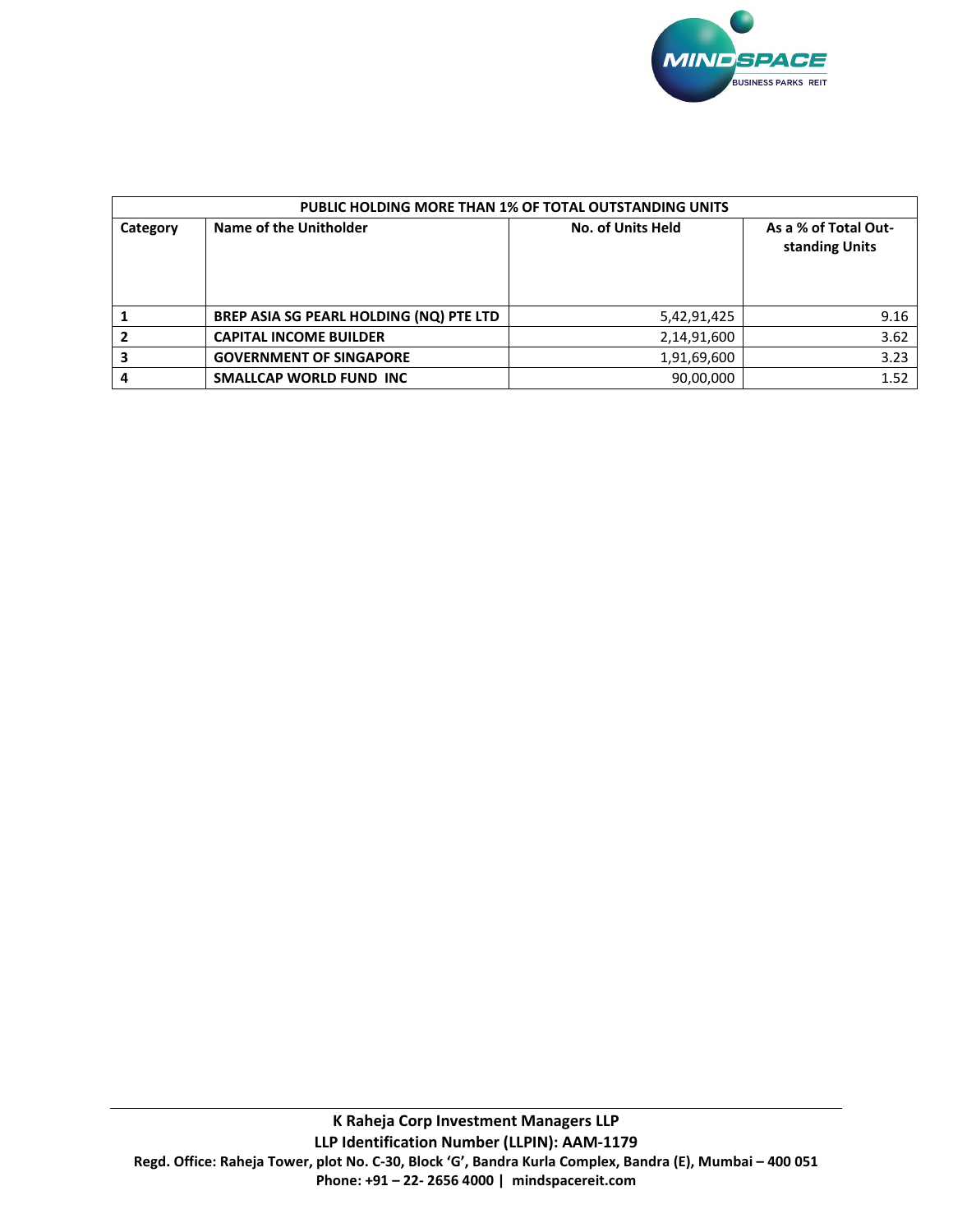| PUBLIC HOLDING MORE THAN 1% OF TOTAL OUTSTANDING UNITS | | | |
|---|---|---|---|
| **Category** | **Name of the Unitholder** | **No. of Units Held** | **As a % of Total Out-standing Units** |
| 1 | BREP ASIA SG PEARL HOLDING (NQ) PTE LTD | 5,42,91,425 | 9.16 |
| 2 | CAPITAL INCOME BUILDER | 2,14,91,600 | 3.62 |
| 3 | GOVERNMENT OF SINGAPORE | 1,91,69,600 | 3.23 |
| 4 | SMALLCAP WORLD FUND INC | 90,00,000 | 1.52 |

**K Raheja Corp Investment Managers LLP**
**LLP Identification Number (LLPIN): AAM-1179**
**Regd. Office: Raheja Tower, plot No. C-30, Block 'G', Bandra Kurla Complex, Bandra (E), Mumbai – 400 051**
**Phone: +91 – 22- 2656 4000 | mindspacereit.com**